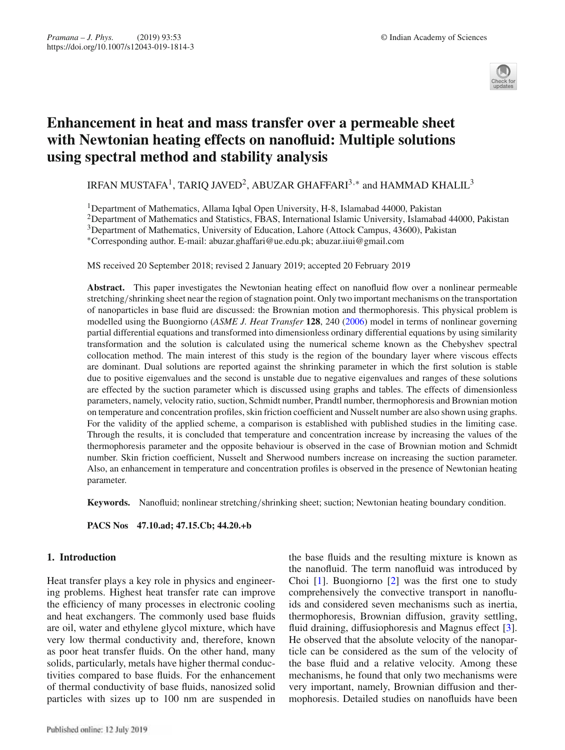# Enhancement in heat and mass transfer over a permeable sheet with Newtonian heating effects on nanofluid: Multiple solutions using spectral method and stability analysis

IRFAN MUSTAFA[1], TARIQ JAVED[2], ABUZAR GHAFFARI[3,*] and HAMMAD KHALIL[3]

[1]Department of Mathematics, Allama Iqbal Open University, H-8, Islamabad 44000, Pakistan
[2]Department of Mathematics and Statistics, FBAS, International Islamic University, Islamabad 44000, Pakistan
[3]Department of Mathematics, University of Education, Lahore (Attock Campus, 43600), Pakistan
*Corresponding author. E-mail: abuzar.ghaffari@ue.edu.pk; abuzar.iiui@gmail.com

MS received 20 September 2018; revised 2 January 2019; accepted 20 February 2019

**Abstract.** This paper investigates the Newtonian heating effect on nanofluid flow over a nonlinear permeable stretching/shrinking sheet near the region of stagnation point. Only two important mechanisms on the transportation of nanoparticles in base fluid are discussed: the Brownian motion and thermophoresis. This physical problem is modelled using the Buongiorno (*ASME J. Heat Transfer* **128**, 240 (2006) model in terms of nonlinear governing partial differential equations and transformed into dimensionless ordinary differential equations by using similarity transformation and the solution is calculated using the numerical scheme known as the Chebyshev spectral collocation method. The main interest of this study is the region of the boundary layer where viscous effects are dominant. Dual solutions are reported against the shrinking parameter in which the first solution is stable due to positive eigenvalues and the second is unstable due to negative eigenvalues and ranges of these solutions are effected by the suction parameter which is discussed using graphs and tables. The effects of dimensionless parameters, namely, velocity ratio, suction, Schmidt number, Prandtl number, thermophoresis and Brownian motion on temperature and concentration profiles, skin friction coefficient and Nusselt number are also shown using graphs. For the validity of the applied scheme, a comparison is established with published studies in the limiting case. Through the results, it is concluded that temperature and concentration increase by increasing the values of the thermophoresis parameter and the opposite behaviour is observed in the case of Brownian motion and Schmidt number. Skin friction coefficient, Nusselt and Sherwood numbers increase on increasing the suction parameter. Also, an enhancement in temperature and concentration profiles is observed in the presence of Newtonian heating parameter.

**Keywords.** Nanofluid; nonlinear stretching/shrinking sheet; suction; Newtonian heating boundary condition.

**PACS Nos** **47.10.ad; 47.15.Cb; 44.20.+b**

## 1. Introduction

Heat transfer plays a key role in physics and engineering problems. Highest heat transfer rate can improve the efficiency of many processes in electronic cooling and heat exchangers. The commonly used base fluids are oil, water and ethylene glycol mixture, which have very low thermal conductivity and, therefore, known as poor heat transfer fluids. On the other hand, many solids, particularly, metals have higher thermal conductivities compared to base fluids. For the enhancement of thermal conductivity of base fluids, nanosized solid particles with sizes up to 100 nm are suspended in the base fluids and the resulting mixture is known as the nanofluid. The term nanofluid was introduced by Choi [1]. Buongiorno [2] was the first one to study comprehensively the convective transport in nanofluids and considered seven mechanisms such as inertia, thermophoresis, Brownian diffusion, gravity settling, fluid draining, diffusiophoresis and Magnus effect [3]. He observed that the absolute velocity of the nanoparticle can be considered as the sum of the velocity of the base fluid and a relative velocity. Among these mechanisms, he found that only two mechanisms were very important, namely, Brownian diffusion and thermophoresis. Detailed studies on nanofluids have been

Published online: 12 July 2019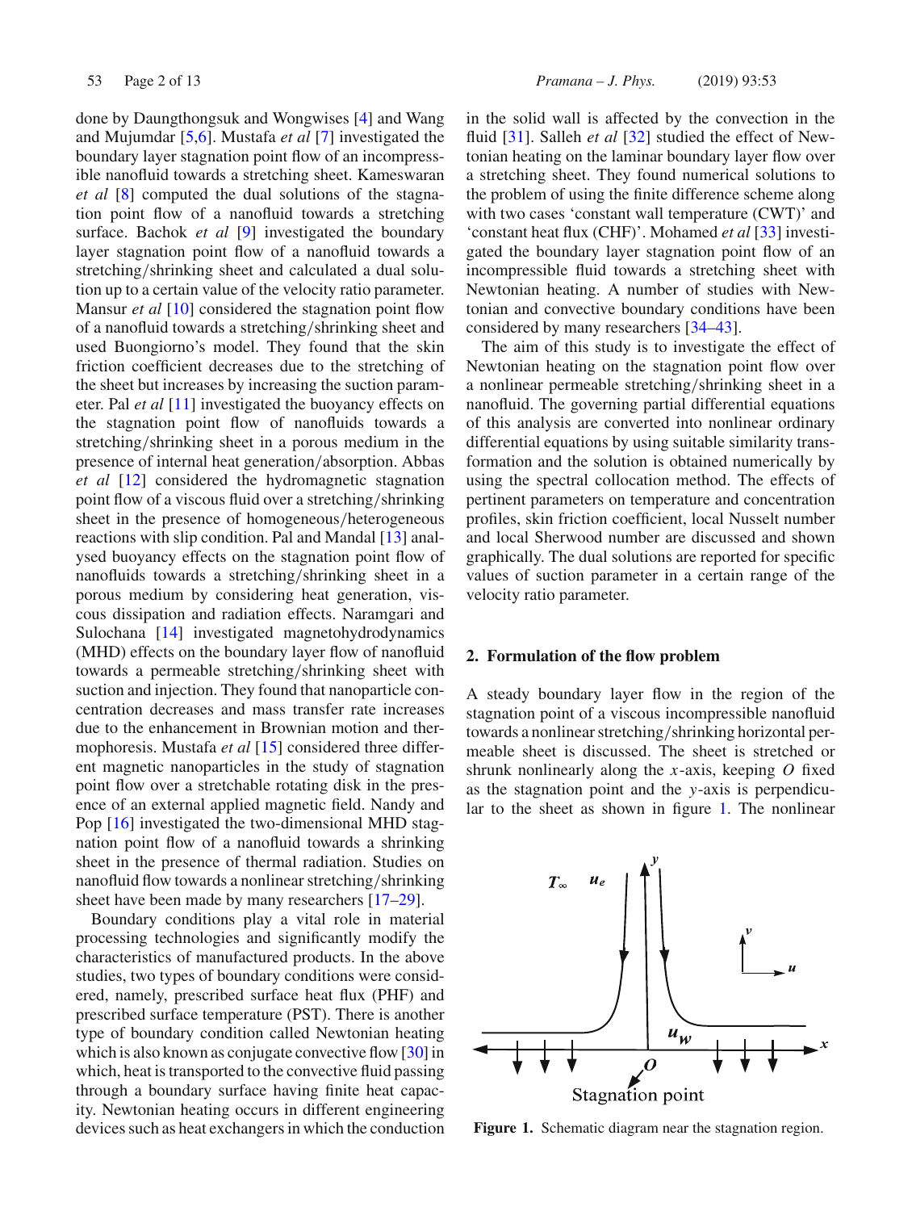done by Daungthongsuk and Wongwises [4] and Wang and Mujumdar [5,6]. Mustafa *et al* [7] investigated the boundary layer stagnation point flow of an incompressible nanofluid towards a stretching sheet. Kameswaran *et al* [8] computed the dual solutions of the stagnation point flow of a nanofluid towards a stretching surface. Bachok *et al* [9] investigated the boundary layer stagnation point flow of a nanofluid towards a stretching/shrinking sheet and calculated a dual solution up to a certain value of the velocity ratio parameter. Mansur *et al* [10] considered the stagnation point flow of a nanofluid towards a stretching/shrinking sheet and used Buongiorno's model. They found that the skin friction coefficient decreases due to the stretching of the sheet but increases by increasing the suction parameter. Pal *et al* [11] investigated the buoyancy effects on the stagnation point flow of nanofluids towards a stretching/shrinking sheet in a porous medium in the presence of internal heat generation/absorption. Abbas *et al* [12] considered the hydromagnetic stagnation point flow of a viscous fluid over a stretching/shrinking sheet in the presence of homogeneous/heterogeneous reactions with slip condition. Pal and Mandal [13] analysed buoyancy effects on the stagnation point flow of nanofluids towards a stretching/shrinking sheet in a porous medium by considering heat generation, viscous dissipation and radiation effects. Naramgari and Sulochana [14] investigated magnetohydrodynamics (MHD) effects on the boundary layer flow of nanofluid towards a permeable stretching/shrinking sheet with suction and injection. They found that nanoparticle concentration decreases and mass transfer rate increases due to the enhancement in Brownian motion and thermophoresis. Mustafa *et al* [15] considered three different magnetic nanoparticles in the study of stagnation point flow over a stretchable rotating disk in the presence of an external applied magnetic field. Nandy and Pop [16] investigated the two-dimensional MHD stagnation point flow of a nanofluid towards a shrinking sheet in the presence of thermal radiation. Studies on nanofluid flow towards a nonlinear stretching/shrinking sheet have been made by many researchers [17–29].

Boundary conditions play a vital role in material processing technologies and significantly modify the characteristics of manufactured products. In the above studies, two types of boundary conditions were considered, namely, prescribed surface heat flux (PHF) and prescribed surface temperature (PST). There is another type of boundary condition called Newtonian heating which is also known as conjugate convective flow [30] in which, heat is transported to the convective fluid passing through a boundary surface having finite heat capacity. Newtonian heating occurs in different engineering devices such as heat exchangers in which the conduction in the solid wall is affected by the convection in the fluid [31]. Salleh *et al* [32] studied the effect of Newtonian heating on the laminar boundary layer flow over a stretching sheet. They found numerical solutions to the problem of using the finite difference scheme along with two cases 'constant wall temperature (CWT)' and 'constant heat flux (CHF)'. Mohamed *et al* [33] investigated the boundary layer stagnation point flow of an incompressible fluid towards a stretching sheet with Newtonian heating. A number of studies with Newtonian and convective boundary conditions have been considered by many researchers [34–43].

The aim of this study is to investigate the effect of Newtonian heating on the stagnation point flow over a nonlinear permeable stretching/shrinking sheet in a nanofluid. The governing partial differential equations of this analysis are converted into nonlinear ordinary differential equations by using suitable similarity transformation and the solution is obtained numerically by using the spectral collocation method. The effects of pertinent parameters on temperature and concentration profiles, skin friction coefficient, local Nusselt number and local Sherwood number are discussed and shown graphically. The dual solutions are reported for specific values of suction parameter in a certain range of the velocity ratio parameter.

## 2. Formulation of the flow problem

A steady boundary layer flow in the region of the stagnation point of a viscous incompressible nanofluid towards a nonlinear stretching/shrinking horizontal permeable sheet is discussed. The sheet is stretched or shrunk nonlinearly along the $x$-axis, keeping $O$ fixed as the stagnation point and the $y$-axis is perpendicular to the sheet as shown in figure 1. The nonlinear

**Figure 1.** Schematic diagram near the stagnation region.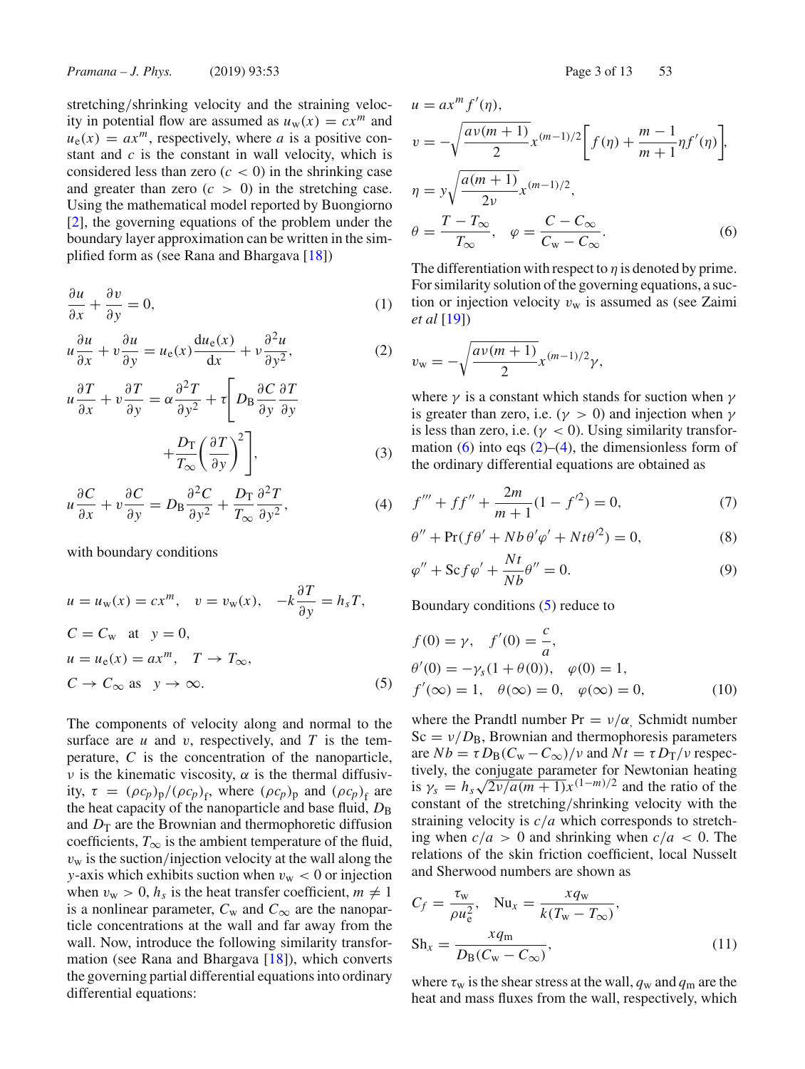stretching/shrinking velocity and the straining velocity in potential flow are assumed as $u_w(x) = cx^m$ and $u_e(x) = ax^m$, respectively, where $a$ is a positive constant and $c$ is the constant in wall velocity, which is considered less than zero ($c < 0$) in the shrinking case and greater than zero ($c > 0$) in the stretching case. Using the mathematical model reported by Buongiorno [2], the governing equations of the problem under the boundary layer approximation can be written in the simplified form as (see Rana and Bhargava [18])

$$\frac{\partial u}{\partial x} + \frac{\partial v}{\partial y} = 0, \tag{1}$$

$$u\frac{\partial u}{\partial x} + v\frac{\partial u}{\partial y} = u_e(x)\frac{\mathrm{d}u_e(x)}{\mathrm{d}x} + \nu\frac{\partial^2 u}{\partial y^2}, \tag{2}$$

$$u\frac{\partial T}{\partial x} + v\frac{\partial T}{\partial y} = \alpha\frac{\partial^2 T}{\partial y^2} + \tau\left[D_B\frac{\partial C}{\partial y}\frac{\partial T}{\partial y} + \frac{D_T}{T_\infty}\left(\frac{\partial T}{\partial y}\right)^2\right], \tag{3}$$

$$u\frac{\partial C}{\partial x} + v\frac{\partial C}{\partial y} = D_B\frac{\partial^2 C}{\partial y^2} + \frac{D_T}{T_\infty}\frac{\partial^2 T}{\partial y^2}, \tag{4}$$

with boundary conditions

$$\begin{aligned}
&u = u_w(x) = cx^m, \quad v = v_w(x), \quad -k\frac{\partial T}{\partial y} = h_s T, \\
&C = C_w \quad \text{at} \quad y = 0, \\
&u = u_e(x) = ax^m, \quad T \to T_\infty, \\
&C \to C_\infty \text{ as } \quad y \to \infty.
\end{aligned} \tag{5}$$

The components of velocity along and normal to the surface are $u$ and $v$, respectively, and $T$ is the temperature, $C$ is the concentration of the nanoparticle, $\nu$ is the kinematic viscosity, $\alpha$ is the thermal diffusivity, $\tau = (\rho c_p)_p/(\rho c_p)_f$, where $(\rho c_p)_p$ and $(\rho c_p)_f$ are the heat capacity of the nanoparticle and base fluid, $D_B$ and $D_T$ are the Brownian and thermophoretic diffusion coefficients, $T_\infty$ is the ambient temperature of the fluid, $v_w$ is the suction/injection velocity at the wall along the $y$-axis which exhibits suction when $v_w < 0$ or injection when $v_w > 0$, $h_s$ is the heat transfer coefficient, $m \neq 1$ is a nonlinear parameter, $C_w$ and $C_\infty$ are the nanoparticle concentrations at the wall and far away from the wall. Now, introduce the following similarity transformation (see Rana and Bhargava [18]), which converts the governing partial differential equations into ordinary differential equations:

$$\begin{aligned}
&u = ax^m f'(\eta), \\
&v = -\sqrt{\frac{a\nu(m+1)}{2}}x^{(m-1)/2}\left[f(\eta) + \frac{m-1}{m+1}\eta f'(\eta)\right], \\
&\eta = y\sqrt{\frac{a(m+1)}{2\nu}}x^{(m-1)/2}, \\
&\theta = \frac{T - T_\infty}{T_\infty}, \quad \varphi = \frac{C - C_\infty}{C_w - C_\infty}.
\end{aligned} \tag{6}$$

The differentiation with respect to $\eta$ is denoted by prime. For similarity solution of the governing equations, a suction or injection velocity $v_w$ is assumed as (see Zaimi *et al* [19])

$$v_w = -\sqrt{\frac{a\nu(m+1)}{2}}x^{(m-1)/2}\gamma,$$

where $\gamma$ is a constant which stands for suction when $\gamma$ is greater than zero, i.e. ($\gamma > 0$) and injection when $\gamma$ is less than zero, i.e. ($\gamma < 0$). Using similarity transformation (6) into eqs (2)–(4), the dimensionless form of the ordinary differential equations are obtained as

$$f''' + ff'' + \frac{2m}{m+1}(1 - f'^2) = 0, \tag{7}$$

$$\theta'' + \Pr(f\theta' + Nb\,\theta'\varphi' + Nt\theta'^2) = 0, \tag{8}$$

$$\varphi'' + \mathrm{Sc}\,f\varphi' + \frac{Nt}{Nb}\theta'' = 0. \tag{9}$$

Boundary conditions (5) reduce to

$$\begin{aligned}
&f(0) = \gamma, \quad f'(0) = \frac{c}{a}, \\
&\theta'(0) = -\gamma_s(1 + \theta(0)), \quad \varphi(0) = 1, \\
&f'(\infty) = 1, \quad \theta(\infty) = 0, \quad \varphi(\infty) = 0,
\end{aligned} \tag{10}$$

where the Prandtl number $\Pr = \nu/\alpha$, Schmidt number $\mathrm{Sc} = \nu/D_B$, Brownian and thermophoresis parameters are $Nb = \tau D_B(C_w - C_\infty)/\nu$ and $Nt = \tau D_T/\nu$ respectively, the conjugate parameter for Newtonian heating is $\gamma_s = h_s\sqrt{2\nu/a(m+1)}x^{(1-m)/2}$ and the ratio of the constant of the stretching/shrinking velocity with the straining velocity is $c/a$ which corresponds to stretching when $c/a > 0$ and shrinking when $c/a < 0$. The relations of the skin friction coefficient, local Nusselt and Sherwood numbers are shown as

$$\begin{aligned}
&C_f = \frac{\tau_w}{\rho u_e^2}, \quad \mathrm{Nu}_x = \frac{xq_w}{k(T_w - T_\infty)}, \\
&\mathrm{Sh}_x = \frac{xq_m}{D_B(C_w - C_\infty)},
\end{aligned} \tag{11}$$

where $\tau_w$ is the shear stress at the wall, $q_w$ and $q_m$ are the heat and mass fluxes from the wall, respectively, which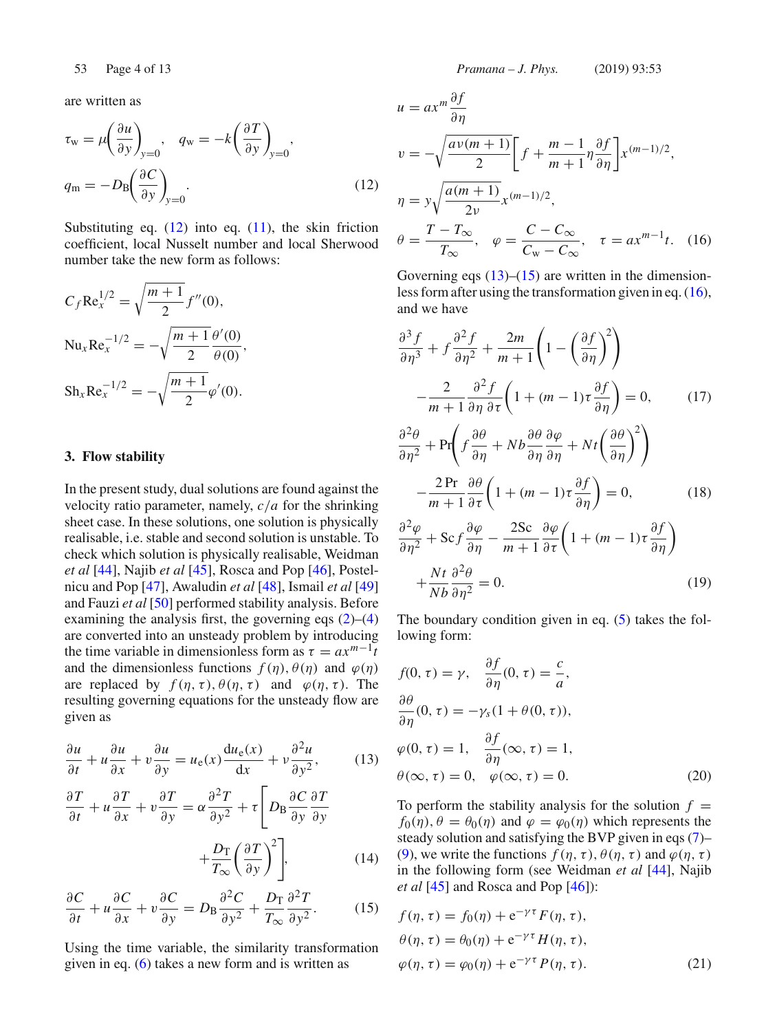are written as

$$\tau_w = \mu\left(\frac{\partial u}{\partial y}\right)_{y=0}, \quad q_w = -k\left(\frac{\partial T}{\partial y}\right)_{y=0},$$
$$q_m = -D_B\left(\frac{\partial C}{\partial y}\right)_{y=0}. \tag{12}$$

Substituting eq. (12) into eq. (11), the skin friction coefficient, local Nusselt number and local Sherwood number take the new form as follows:

$$C_f \mathrm{Re}_x^{1/2} = \sqrt{\frac{m+1}{2}} f''(0),$$
$$\mathrm{Nu}_x \mathrm{Re}_x^{-1/2} = -\sqrt{\frac{m+1}{2}} \frac{\theta'(0)}{\theta(0)},$$
$$\mathrm{Sh}_x \mathrm{Re}_x^{-1/2} = -\sqrt{\frac{m+1}{2}} \varphi'(0).$$

## 3. Flow stability

In the present study, dual solutions are found against the velocity ratio parameter, namely, $c/a$ for the shrinking sheet case. In these solutions, one solution is physically realisable, i.e. stable and second solution is unstable. To check which solution is physically realisable, Weidman *et al* [44], Najib *et al* [45], Rosca and Pop [46], Postelnicu and Pop [47], Awaludin *et al* [48], Ismail *et al* [49] and Fauzi *et al* [50] performed stability analysis. Before examining the analysis first, the governing eqs (2)–(4) are converted into an unsteady problem by introducing the time variable in dimensionless form as $\tau = ax^{m-1}t$ and the dimensionless functions $f(\eta)$, $\theta(\eta)$ and $\varphi(\eta)$ are replaced by $f(\eta,\tau)$, $\theta(\eta,\tau)$ and $\varphi(\eta,\tau)$. The resulting governing equations for the unsteady flow are given as

$$\frac{\partial u}{\partial t} + u\frac{\partial u}{\partial x} + v\frac{\partial u}{\partial y} = u_e(x)\frac{\mathrm{d}u_e(x)}{\mathrm{d}x} + \nu\frac{\partial^2 u}{\partial y^2}, \tag{13}$$

$$\frac{\partial T}{\partial t} + u\frac{\partial T}{\partial x} + v\frac{\partial T}{\partial y} = \alpha\frac{\partial^2 T}{\partial y^2} + \tau\left[D_B\frac{\partial C}{\partial y}\frac{\partial T}{\partial y} + \frac{D_T}{T_\infty}\left(\frac{\partial T}{\partial y}\right)^2\right], \tag{14}$$

$$\frac{\partial C}{\partial t} + u\frac{\partial C}{\partial x} + v\frac{\partial C}{\partial y} = D_B\frac{\partial^2 C}{\partial y^2} + \frac{D_T}{T_\infty}\frac{\partial^2 T}{\partial y^2}. \tag{15}$$

Using the time variable, the similarity transformation given in eq. (6) takes a new form and is written as

$$u = ax^m\frac{\partial f}{\partial \eta}$$
$$v = -\sqrt{\frac{a\nu(m+1)}{2}}\left[f + \frac{m-1}{m+1}\eta\frac{\partial f}{\partial \eta}\right]x^{(m-1)/2},$$
$$\eta = y\sqrt{\frac{a(m+1)}{2\nu}}x^{(m-1)/2},$$
$$\theta = \frac{T-T_\infty}{T_\infty}, \quad \varphi = \frac{C-C_\infty}{C_w - C_\infty}, \quad \tau = ax^{m-1}t. \tag{16}$$

Governing eqs (13)–(15) are written in the dimensionless form after using the transformation given in eq. (16), and we have

$$\frac{\partial^3 f}{\partial \eta^3} + f\frac{\partial^2 f}{\partial \eta^2} + \frac{2m}{m+1}\left(1 - \left(\frac{\partial f}{\partial \eta}\right)^2\right) - \frac{2}{m+1}\frac{\partial^2 f}{\partial \eta\,\partial \tau}\left(1 + (m-1)\tau\frac{\partial f}{\partial \eta}\right) = 0, \tag{17}$$

$$\frac{\partial^2 \theta}{\partial \eta^2} + \mathrm{Pr}\left(f\frac{\partial \theta}{\partial \eta} + Nb\frac{\partial \theta}{\partial \eta}\frac{\partial \varphi}{\partial \eta} + Nt\left(\frac{\partial \theta}{\partial \eta}\right)^2\right) - \frac{2\,\mathrm{Pr}}{m+1}\frac{\partial \theta}{\partial \tau}\left(1 + (m-1)\tau\frac{\partial f}{\partial \eta}\right) = 0, \tag{18}$$

$$\frac{\partial^2 \varphi}{\partial \eta^2} + \mathrm{Sc}\,f\frac{\partial \varphi}{\partial \eta} - \frac{2\mathrm{Sc}}{m+1}\frac{\partial \varphi}{\partial \tau}\left(1 + (m-1)\tau\frac{\partial f}{\partial \eta}\right) + \frac{Nt}{Nb}\frac{\partial^2 \theta}{\partial \eta^2} = 0. \tag{19}$$

The boundary condition given in eq. (5) takes the following form:

$$f(0,\tau) = \gamma, \quad \frac{\partial f}{\partial \eta}(0,\tau) = \frac{c}{a},$$
$$\frac{\partial \theta}{\partial \eta}(0,\tau) = -\gamma_s(1 + \theta(0,\tau)),$$
$$\varphi(0,\tau) = 1, \quad \frac{\partial f}{\partial \eta}(\infty,\tau) = 1,$$
$$\theta(\infty,\tau) = 0, \quad \varphi(\infty,\tau) = 0. \tag{20}$$

To perform the stability analysis for the solution $f = f_0(\eta)$, $\theta = \theta_0(\eta)$ and $\varphi = \varphi_0(\eta)$ which represents the steady solution and satisfying the BVP given in eqs (7)–(9), we write the functions $f(\eta,\tau)$, $\theta(\eta,\tau)$ and $\varphi(\eta,\tau)$ in the following form (see Weidman *et al* [44], Najib *et al* [45] and Rosca and Pop [46]):

$$f(\eta,\tau) = f_0(\eta) + \mathrm{e}^{-\gamma\tau}F(\eta,\tau),$$
$$\theta(\eta,\tau) = \theta_0(\eta) + \mathrm{e}^{-\gamma\tau}H(\eta,\tau),$$
$$\varphi(\eta,\tau) = \varphi_0(\eta) + \mathrm{e}^{-\gamma\tau}P(\eta,\tau). \tag{21}$$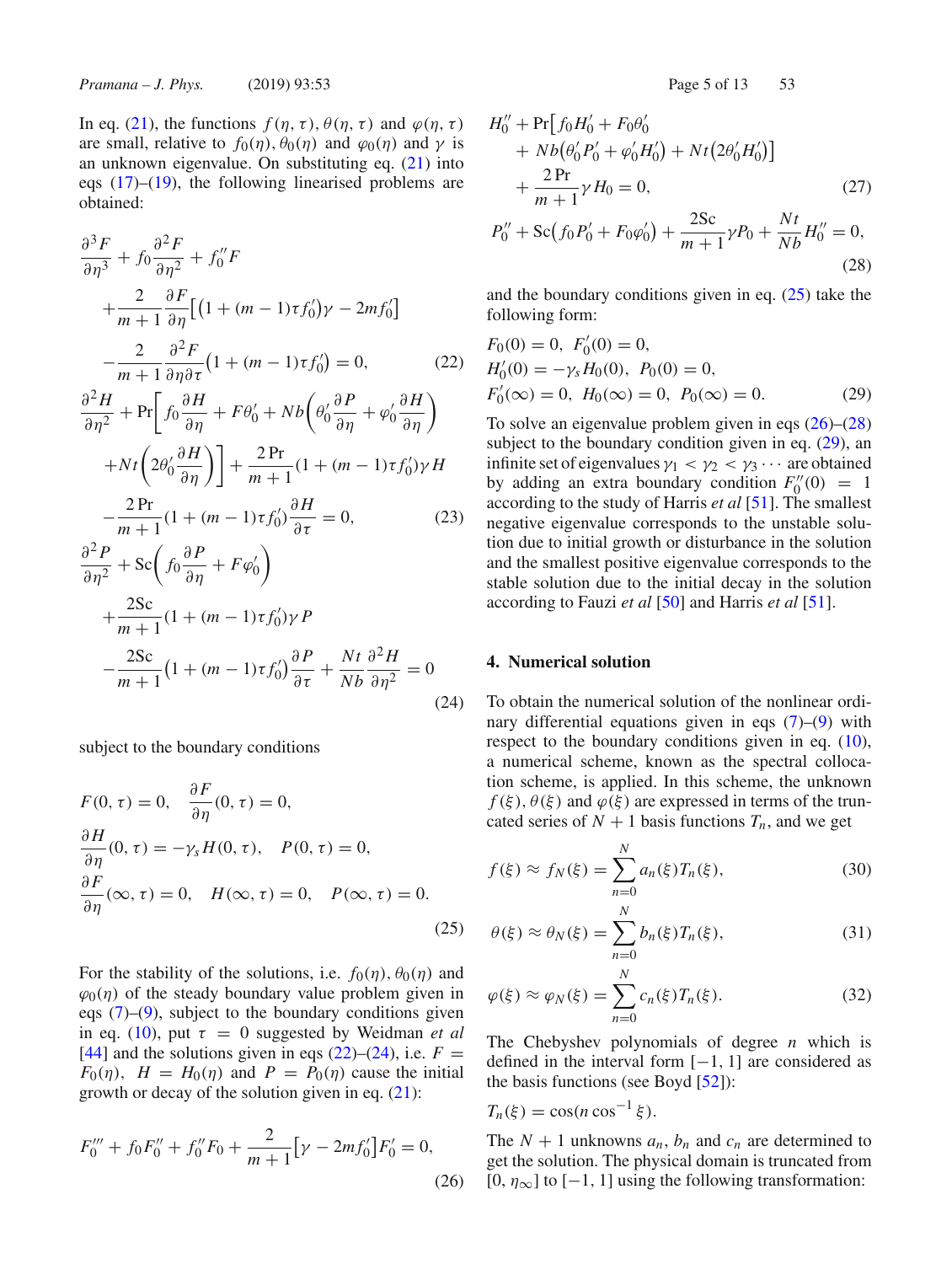In eq. (21), the functions $f(\eta, \tau), \theta(\eta, \tau)$ and $\varphi(\eta, \tau)$ are small, relative to $f_0(\eta), \theta_0(\eta)$ and $\varphi_0(\eta)$ and $\gamma$ is an unknown eigenvalue. On substituting eq. (21) into eqs (17)–(19), the following linearised problems are obtained:

$$\frac{\partial^3 F}{\partial \eta^3} + f_0 \frac{\partial^2 F}{\partial \eta^2} + f_0'' F + \frac{2}{m+1} \frac{\partial F}{\partial \eta}\left[\left(1 + (m-1)\tau f_0'\right)\gamma - 2mf_0'\right] - \frac{2}{m+1} \frac{\partial^2 F}{\partial \eta \partial \tau}\left(1 + (m-1)\tau f_0'\right) = 0, \tag{22}$$

$$\frac{\partial^2 H}{\partial \eta^2} + \Pr\left[f_0 \frac{\partial H}{\partial \eta} + F\theta_0' + Nb\left(\theta_0' \frac{\partial P}{\partial \eta} + \varphi_0' \frac{\partial H}{\partial \eta}\right) + Nt\left(2\theta_0' \frac{\partial H}{\partial \eta}\right)\right] + \frac{2\Pr}{m+1}(1 + (m-1)\tau f_0')\gamma H - \frac{2\Pr}{m+1}(1 + (m-1)\tau f_0')\frac{\partial H}{\partial \tau} = 0, \tag{23}$$

$$\frac{\partial^2 P}{\partial \eta^2} + \mathrm{Sc}\left(f_0 \frac{\partial P}{\partial \eta} + F\varphi_0'\right) + \frac{2\mathrm{Sc}}{m+1}(1 + (m-1)\tau f_0')\gamma P - \frac{2\mathrm{Sc}}{m+1}\left(1 + (m-1)\tau f_0'\right)\frac{\partial P}{\partial \tau} + \frac{Nt}{Nb}\frac{\partial^2 H}{\partial \eta^2} = 0 \tag{24}$$

subject to the boundary conditions

$$F(0, \tau) = 0, \quad \frac{\partial F}{\partial \eta}(0, \tau) = 0,$$
$$\frac{\partial H}{\partial \eta}(0, \tau) = -\gamma_s H(0, \tau), \quad P(0, \tau) = 0,$$
$$\frac{\partial F}{\partial \eta}(\infty, \tau) = 0, \quad H(\infty, \tau) = 0, \quad P(\infty, \tau) = 0. \tag{25}$$

For the stability of the solutions, i.e. $f_0(\eta), \theta_0(\eta)$ and $\varphi_0(\eta)$ of the steady boundary value problem given in eqs (7)–(9), subject to the boundary conditions given in eq. (10), put $\tau = 0$ suggested by Weidman *et al* [44] and the solutions given in eqs (22)–(24), i.e. $F = F_0(\eta)$, $H = H_0(\eta)$ and $P = P_0(\eta)$ cause the initial growth or decay of the solution given in eq. (21):

$$F_0''' + f_0 F_0'' + f_0'' F_0 + \frac{2}{m+1}\left[\gamma - 2mf_0'\right]F_0' = 0, \tag{26}$$

$$H_0'' + \Pr\left[f_0 H_0' + F_0\theta_0' + Nb\left(\theta_0' P_0' + \varphi_0' H_0'\right) + Nt\left(2\theta_0' H_0'\right)\right] + \frac{2\Pr}{m+1}\gamma H_0 = 0, \tag{27}$$

$$P_0'' + \mathrm{Sc}\left(f_0 P_0' + F_0\varphi_0'\right) + \frac{2\mathrm{Sc}}{m+1}\gamma P_0 + \frac{Nt}{Nb}H_0'' = 0, \tag{28}$$

and the boundary conditions given in eq. (25) take the following form:

$$F_0(0) = 0, \; F_0'(0) = 0,$$
$$H_0'(0) = -\gamma_s H_0(0), \; P_0(0) = 0,$$
$$F_0'(\infty) = 0, \; H_0(\infty) = 0, \; P_0(\infty) = 0. \tag{29}$$

To solve an eigenvalue problem given in eqs (26)–(28) subject to the boundary condition given in eq. (29), an infinite set of eigenvalues $\gamma_1 < \gamma_2 < \gamma_3 \cdots$ are obtained by adding an extra boundary condition $F_0''(0) = 1$ according to the study of Harris *et al* [51]. The smallest negative eigenvalue corresponds to the unstable solution due to initial growth or disturbance in the solution and the smallest positive eigenvalue corresponds to the stable solution due to the initial decay in the solution according to Fauzi *et al* [50] and Harris *et al* [51].

## 4. Numerical solution

To obtain the numerical solution of the nonlinear ordinary differential equations given in eqs (7)–(9) with respect to the boundary conditions given in eq. (10), a numerical scheme, known as the spectral collocation scheme, is applied. In this scheme, the unknown $f(\xi), \theta(\xi)$ and $\varphi(\xi)$ are expressed in terms of the truncated series of $N+1$ basis functions $T_n$, and we get

$$f(\xi) \approx f_N(\xi) = \sum_{n=0}^{N} a_n(\xi) T_n(\xi), \tag{30}$$

$$\theta(\xi) \approx \theta_N(\xi) = \sum_{n=0}^{N} b_n(\xi) T_n(\xi), \tag{31}$$

$$\varphi(\xi) \approx \varphi_N(\xi) = \sum_{n=0}^{N} c_n(\xi) T_n(\xi). \tag{32}$$

The Chebyshev polynomials of degree $n$ which is defined in the interval form $[-1, 1]$ are considered as the basis functions (see Boyd [52]):

$$T_n(\xi) = \cos(n \cos^{-1} \xi).$$

The $N+1$ unknowns $a_n$, $b_n$ and $c_n$ are determined to get the solution. The physical domain is truncated from $[0, \eta_\infty]$ to $[-1, 1]$ using the following transformation: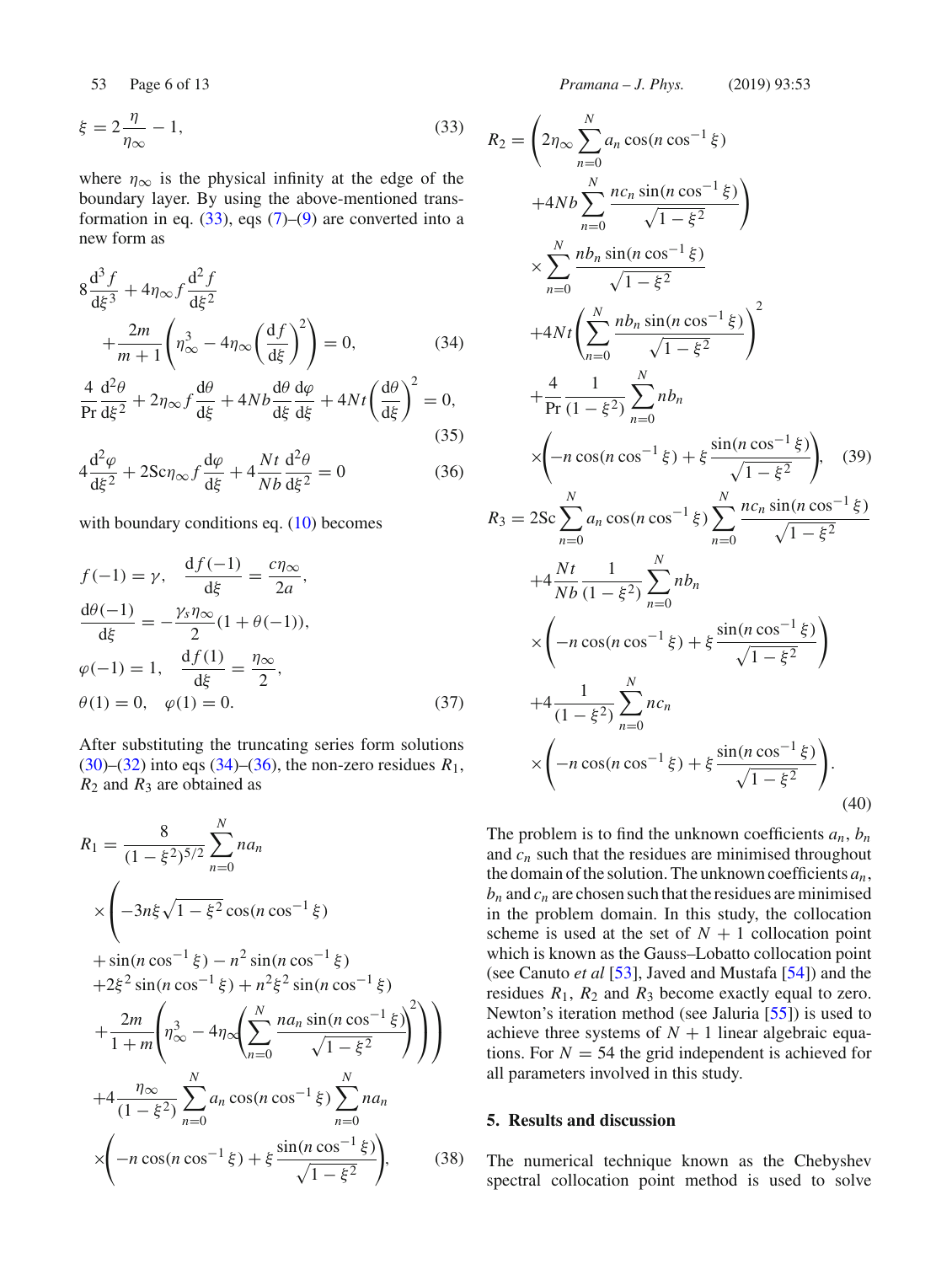$$\xi = 2\frac{\eta}{\eta_\infty} - 1, \tag{33}$$

where $\eta_\infty$ is the physical infinity at the edge of the boundary layer. By using the above-mentioned transformation in eq. (33), eqs (7)–(9) are converted into a new form as

$$8\frac{\mathrm{d}^3 f}{\mathrm{d}\xi^3} + 4\eta_\infty f\frac{\mathrm{d}^2 f}{\mathrm{d}\xi^2} + \frac{2m}{m+1}\left(\eta_\infty^3 - 4\eta_\infty\left(\frac{\mathrm{d}f}{\mathrm{d}\xi}\right)^2\right) = 0, \tag{34}$$

$$\frac{4}{\mathrm{Pr}}\frac{\mathrm{d}^2\theta}{\mathrm{d}\xi^2} + 2\eta_\infty f\frac{\mathrm{d}\theta}{\mathrm{d}\xi} + 4Nb\frac{\mathrm{d}\theta}{\mathrm{d}\xi}\frac{\mathrm{d}\varphi}{\mathrm{d}\xi} + 4Nt\left(\frac{\mathrm{d}\theta}{\mathrm{d}\xi}\right)^2 = 0, \tag{35}$$

$$4\frac{\mathrm{d}^2\varphi}{\mathrm{d}\xi^2} + 2\mathrm{Sc}\eta_\infty f\frac{\mathrm{d}\varphi}{\mathrm{d}\xi} + 4\frac{Nt}{Nb}\frac{\mathrm{d}^2\theta}{\mathrm{d}\xi^2} = 0 \tag{36}$$

with boundary conditions eq. (10) becomes

$$\begin{aligned}
&f(-1) = \gamma, \quad \frac{\mathrm{d}f(-1)}{\mathrm{d}\xi} = \frac{c\eta_\infty}{2a},\\
&\frac{\mathrm{d}\theta(-1)}{\mathrm{d}\xi} = -\frac{\gamma_s\eta_\infty}{2}(1+\theta(-1)),\\
&\varphi(-1) = 1, \quad \frac{\mathrm{d}f(1)}{\mathrm{d}\xi} = \frac{\eta_\infty}{2},\\
&\theta(1) = 0, \quad \varphi(1) = 0.
\end{aligned} \tag{37}$$

After substituting the truncating series form solutions (30)–(32) into eqs (34)–(36), the non-zero residues $R_1$, $R_2$ and $R_3$ are obtained as

$$\begin{aligned}
R_1 = {}& \frac{8}{(1-\xi^2)^{5/2}}\sum_{n=0}^{N} na_n\\
&\times\Bigg(-3n\xi\sqrt{1-\xi^2}\cos(n\cos^{-1}\xi)\\
&+\sin(n\cos^{-1}\xi) - n^2\sin(n\cos^{-1}\xi)\\
&+2\xi^2\sin(n\cos^{-1}\xi) + n^2\xi^2\sin(n\cos^{-1}\xi)\\
&+\frac{2m}{1+m}\left(\eta_\infty^3 - 4\eta_\infty\left(\sum_{n=0}^{N}\frac{na_n\sin(n\cos^{-1}\xi)}{\sqrt{1-\xi^2}}\right)^2\right)\Bigg)\\
&+4\frac{\eta_\infty}{(1-\xi^2)}\sum_{n=0}^{N}a_n\cos(n\cos^{-1}\xi)\sum_{n=0}^{N}na_n\\
&\times\left(-n\cos(n\cos^{-1}\xi) + \xi\frac{\sin(n\cos^{-1}\xi)}{\sqrt{1-\xi^2}}\right),
\end{aligned} \tag{38}$$

$$\begin{aligned}
R_2 = {}& \left(2\eta_\infty\sum_{n=0}^{N}a_n\cos(n\cos^{-1}\xi) + 4Nb\sum_{n=0}^{N}\frac{nc_n\sin(n\cos^{-1}\xi)}{\sqrt{1-\xi^2}}\right)\\
&\times\sum_{n=0}^{N}\frac{nb_n\sin(n\cos^{-1}\xi)}{\sqrt{1-\xi^2}}\\
&+4Nt\left(\sum_{n=0}^{N}\frac{nb_n\sin(n\cos^{-1}\xi)}{\sqrt{1-\xi^2}}\right)^2\\
&+\frac{4}{\mathrm{Pr}}\frac{1}{(1-\xi^2)}\sum_{n=0}^{N}nb_n\\
&\times\left(-n\cos(n\cos^{-1}\xi) + \xi\frac{\sin(n\cos^{-1}\xi)}{\sqrt{1-\xi^2}}\right),
\end{aligned} \tag{39}$$

$$\begin{aligned}
R_3 = {}& 2\mathrm{Sc}\sum_{n=0}^{N}a_n\cos(n\cos^{-1}\xi)\sum_{n=0}^{N}\frac{nc_n\sin(n\cos^{-1}\xi)}{\sqrt{1-\xi^2}}\\
&+4\frac{Nt}{Nb}\frac{1}{(1-\xi^2)}\sum_{n=0}^{N}nb_n\\
&\times\left(-n\cos(n\cos^{-1}\xi) + \xi\frac{\sin(n\cos^{-1}\xi)}{\sqrt{1-\xi^2}}\right)\\
&+4\frac{1}{(1-\xi^2)}\sum_{n=0}^{N}nc_n\\
&\times\left(-n\cos(n\cos^{-1}\xi) + \xi\frac{\sin(n\cos^{-1}\xi)}{\sqrt{1-\xi^2}}\right).
\end{aligned} \tag{40}$$

The problem is to find the unknown coefficients $a_n$, $b_n$ and $c_n$ such that the residues are minimised throughout the domain of the solution. The unknown coefficients $a_n$, $b_n$ and $c_n$ are chosen such that the residues are minimised in the problem domain. In this study, the collocation scheme is used at the set of $N+1$ collocation point which is known as the Gauss–Lobatto collocation point (see Canuto *et al* [53], Javed and Mustafa [54]) and the residues $R_1$, $R_2$ and $R_3$ become exactly equal to zero. Newton's iteration method (see Jaluria [55]) is used to achieve three systems of $N+1$ linear algebraic equations. For $N = 54$ the grid independent is achieved for all parameters involved in this study.

## 5. Results and discussion

The numerical technique known as the Chebyshev spectral collocation point method is used to solve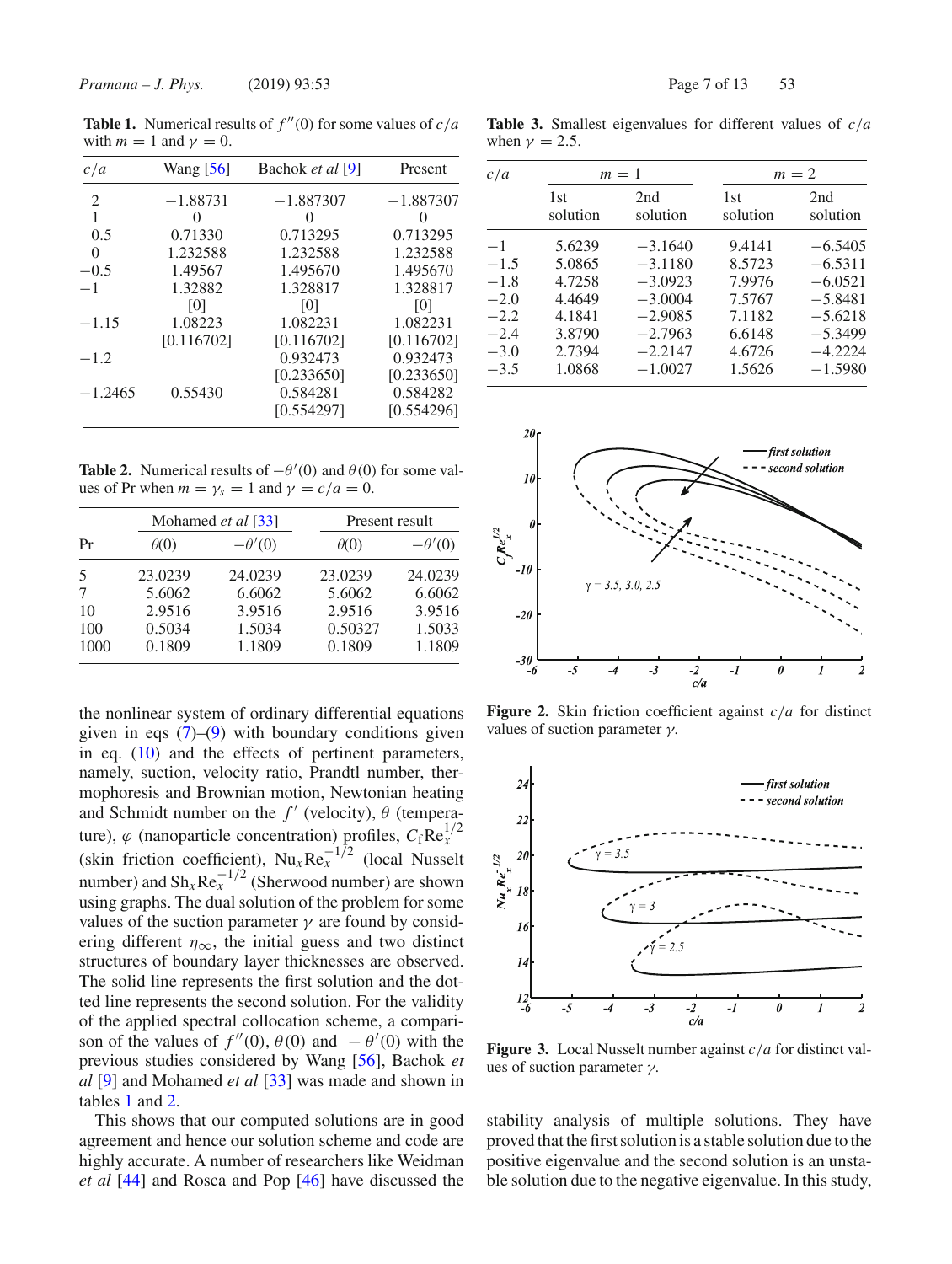**Table 1.** Numerical results of $f''(0)$ for some values of $c/a$ with $m = 1$ and $\gamma = 0$.

| $c/a$ | Wang [56] | Bachok *et al* [9] | Present |
|---|---|---|---|
| 2 | −1.88731 | −1.887307 | −1.887307 |
| 1 | 0 | 0 | 0 |
| 0.5 | 0.71330 | 0.713295 | 0.713295 |
| 0 | 1.232588 | 1.232588 | 1.232588 |
| −0.5 | 1.49567 | 1.495670 | 1.495670 |
| −1 | 1.32882 | 1.328817 | 1.328817 |
| | [0] | [0] | [0] |
| −1.15 | 1.08223 | 1.082231 | 1.082231 |
| | [0.116702] | [0.116702] | [0.116702] |
| −1.2 | | 0.932473 | 0.932473 |
| | | [0.233650] | [0.233650] |
| −1.2465 | 0.55430 | 0.584281 | 0.584282 |
| | | [0.554297] | [0.554296] |

**Table 2.** Numerical results of $-\theta'(0)$ and $\theta(0)$ for some values of Pr when $m = \gamma_s = 1$ and $\gamma = c/a = 0$.

| | Mohamed *et al* [33] | | Present result | |
|---|---|---|---|---|
| Pr | $\theta(0)$ | $-\theta'(0)$ | $\theta(0)$ | $-\theta'(0)$ |
| 5 | 23.0239 | 24.0239 | 23.0239 | 24.0239 |
| 7 | 5.6062 | 6.6062 | 5.6062 | 6.6062 |
| 10 | 2.9516 | 3.9516 | 2.9516 | 3.9516 |
| 100 | 0.5034 | 1.5034 | 0.50327 | 1.5033 |
| 1000 | 0.1809 | 1.1809 | 0.1809 | 1.1809 |

the nonlinear system of ordinary differential equations given in eqs (7)–(9) with boundary conditions given in eq. (10) and the effects of pertinent parameters, namely, suction, velocity ratio, Prandtl number, thermophoresis and Brownian motion, Newtonian heating and Schmidt number on the $f'$ (velocity), $\theta$ (temperature), $\varphi$ (nanoparticle concentration) profiles, $C_f \mathrm{Re}_x^{1/2}$ (skin friction coefficient), $\mathrm{Nu}_x \mathrm{Re}_x^{-1/2}$ (local Nusselt number) and $\mathrm{Sh}_x \mathrm{Re}_x^{-1/2}$ (Sherwood number) are shown using graphs. The dual solution of the problem for some values of the suction parameter $\gamma$ are found by considering different $\eta_\infty$, the initial guess and two distinct structures of boundary layer thicknesses are observed. The solid line represents the first solution and the dotted line represents the second solution. For the validity of the applied spectral collocation scheme, a comparison of the values of $f''(0)$, $\theta(0)$ and $-\theta'(0)$ with the previous studies considered by Wang [56], Bachok *et al* [9] and Mohamed *et al* [33] was made and shown in tables 1 and 2.

This shows that our computed solutions are in good agreement and hence our solution scheme and code are highly accurate. A number of researchers like Weidman *et al* [44] and Rosca and Pop [46] have discussed the stability analysis of multiple solutions. They have proved that the first solution is a stable solution due to the positive eigenvalue and the second solution is an unstable solution due to the negative eigenvalue. In this study,

**Table 3.** Smallest eigenvalues for different values of $c/a$ when $\gamma = 2.5$.

| $c/a$ | $m = 1$ | | $m = 2$ | |
|---|---|---|---|---|
| | 1st solution | 2nd solution | 1st solution | 2nd solution |
| −1 | 5.6239 | −3.1640 | 9.4141 | −6.5405 |
| −1.5 | 5.0865 | −3.1180 | 8.5723 | −6.5311 |
| −1.8 | 4.7258 | −3.0923 | 7.9976 | −6.0521 |
| −2.0 | 4.4649 | −3.0004 | 7.5767 | −5.8481 |
| −2.2 | 4.1841 | −2.9085 | 7.1182 | −5.6218 |
| −2.4 | 3.8790 | −2.7963 | 6.6148 | −5.3499 |
| −3.0 | 2.7394 | −2.2147 | 4.6726 | −4.2224 |
| −3.5 | 1.0868 | −1.0027 | 1.5626 | −1.5980 |

**Figure 2.** Skin friction coefficient against $c/a$ for distinct values of suction parameter $\gamma$.

**Figure 3.** Local Nusselt number against $c/a$ for distinct values of suction parameter $\gamma$.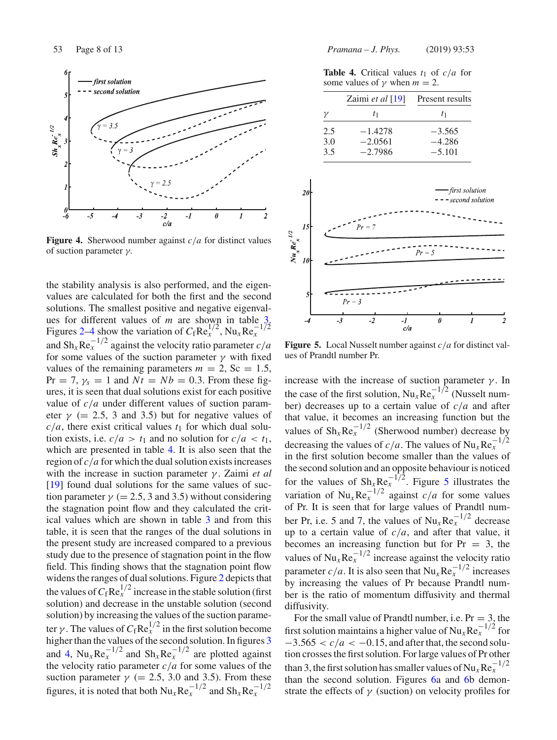Figure 4. Sherwood number against $c/a$ for distinct values of suction parameter $\gamma$.

the stability analysis is also performed, and the eigenvalues are calculated for both the first and the second solutions. The smallest positive and negative eigenvalues for different values of $m$ are shown in table 3. Figures 2–4 show the variation of $C_f \mathrm{Re}_x^{1/2}$, $\mathrm{Nu}_x \mathrm{Re}_x^{-1/2}$ and $\mathrm{Sh}_x \mathrm{Re}_x^{-1/2}$ against the velocity ratio parameter $c/a$ for some values of the suction parameter $\gamma$ with fixed values of the remaining parameters $m = 2$, $\mathrm{Sc} = 1.5$, $\mathrm{Pr} = 7$, $\gamma_s = 1$ and $Nt = Nb = 0.3$. From these figures, it is seen that dual solutions exist for each positive value of $c/a$ under different values of suction parameter $\gamma$ (= 2.5, 3 and 3.5) but for negative values of $c/a$, there exist critical values $t_1$ for which dual solution exists, i.e. $c/a > t_1$ and no solution for $c/a < t_1$, which are presented in table 4. It is also seen that the region of $c/a$ for which the dual solution exists increases with the increase in suction parameter $\gamma$. Zaimi *et al* [19] found dual solutions for the same values of suction parameter $\gamma$ (= 2.5, 3 and 3.5) without considering the stagnation point flow and they calculated the critical values which are shown in table 3 and from this table, it is seen that the ranges of the dual solutions in the present study are increased compared to a previous study due to the presence of stagnation point in the flow field. This finding shows that the stagnation point flow widens the ranges of dual solutions. Figure 2 depicts that the values of $C_f \mathrm{Re}_x^{1/2}$ increase in the stable solution (first solution) and decrease in the unstable solution (second solution) by increasing the values of the suction parameter $\gamma$. The values of $C_f \mathrm{Re}_x^{1/2}$ in the first solution become higher than the values of the second solution. In figures 3 and 4, $\mathrm{Nu}_x \mathrm{Re}_x^{-1/2}$ and $\mathrm{Sh}_x \mathrm{Re}_x^{-1/2}$ are plotted against the velocity ratio parameter $c/a$ for some values of the suction parameter $\gamma$ (= 2.5, 3.0 and 3.5). From these figures, it is noted that both $\mathrm{Nu}_x \mathrm{Re}_x^{-1/2}$ and $\mathrm{Sh}_x \mathrm{Re}_x^{-1/2}$

**Table 4.** Critical values $t_1$ of $c/a$ for some values of $\gamma$ when $m = 2$.

| | Zaimi *et al* [19] | Present results |
|---|---|---|
| $\gamma$ | $t_1$ | $t_1$ |
| 2.5 | −1.4278 | −3.565 |
| 3.0 | −2.0561 | −4.286 |
| 3.5 | −2.7986 | −5.101 |

Figure 5. Local Nusselt number against $c/a$ for distinct values of Prandtl number Pr.

increase with the increase of suction parameter $\gamma$. In the case of the first solution, $\mathrm{Nu}_x \mathrm{Re}_x^{-1/2}$ (Nusselt number) decreases up to a certain value of $c/a$ and after that value, it becomes an increasing function but the values of $\mathrm{Sh}_x \mathrm{Re}_x^{-1/2}$ (Sherwood number) decrease by decreasing the values of $c/a$. The values of $\mathrm{Nu}_x \mathrm{Re}_x^{-1/2}$ in the first solution become smaller than the values of the second solution and an opposite behaviour is noticed for the values of $\mathrm{Sh}_x \mathrm{Re}_x^{-1/2}$. Figure 5 illustrates the variation of $\mathrm{Nu}_x \mathrm{Re}_x^{-1/2}$ against $c/a$ for some values of Pr. It is seen that for large values of Prandtl number Pr, i.e. 5 and 7, the values of $\mathrm{Nu}_x \mathrm{Re}_x^{-1/2}$ decrease up to a certain value of $c/a$, and after that value, it becomes an increasing function but for $\mathrm{Pr} = 3$, the values of $\mathrm{Nu}_x \mathrm{Re}_x^{-1/2}$ increase against the velocity ratio parameter $c/a$. It is also seen that $\mathrm{Nu}_x \mathrm{Re}_x^{-1/2}$ increases by increasing the values of Pr because Prandtl number is the ratio of momentum diffusivity and thermal diffusivity.

For the small value of Prandtl number, i.e. $\mathrm{Pr} = 3$, the first solution maintains a higher value of $\mathrm{Nu}_x \mathrm{Re}_x^{-1/2}$ for $-3.565 < c/a < -0.15$, and after that, the second solution crosses the first solution. For large values of Pr other than 3, the first solution has smaller values of $\mathrm{Nu}_x \mathrm{Re}_x^{-1/2}$ than the second solution. Figures 6a and 6b demonstrate the effects of $\gamma$ (suction) on velocity profiles for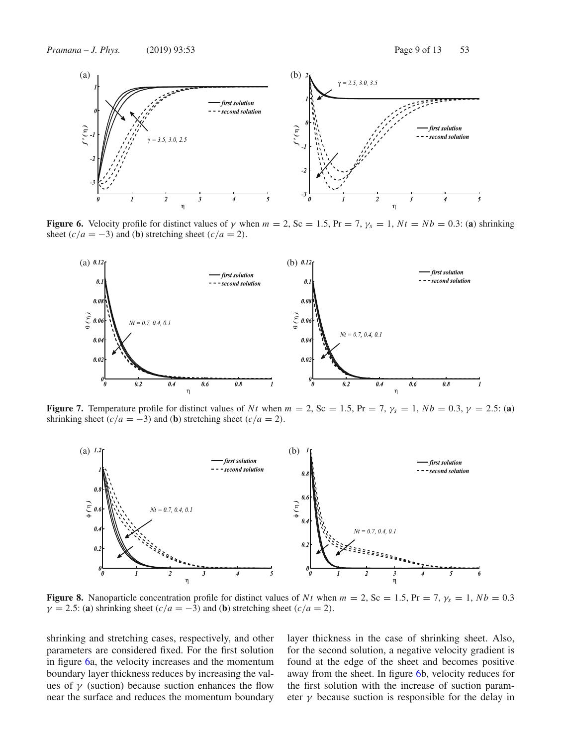**Figure 6.** Velocity profile for distinct values of $\gamma$ when $m = 2$, Sc $= 1.5$, Pr $= 7$, $\gamma_s = 1$, $Nt = Nb = 0.3$: (**a**) shrinking sheet ($c/a = -3$) and (**b**) stretching sheet ($c/a = 2$).

**Figure 7.** Temperature profile for distinct values of $Nt$ when $m = 2$, Sc $= 1.5$, Pr $= 7$, $\gamma_s = 1$, $Nb = 0.3$, $\gamma = 2.5$: (**a**) shrinking sheet ($c/a = -3$) and (**b**) stretching sheet ($c/a = 2$).

**Figure 8.** Nanoparticle concentration profile for distinct values of $Nt$ when $m = 2$, Sc $= 1.5$, Pr $= 7$, $\gamma_s = 1$, $Nb = 0.3$ $\gamma = 2.5$: (**a**) shrinking sheet ($c/a = -3$) and (**b**) stretching sheet ($c/a = 2$).

shrinking and stretching cases, respectively, and other parameters are considered fixed. For the first solution in figure 6a, the velocity increases and the momentum boundary layer thickness reduces by increasing the values of $\gamma$ (suction) because suction enhances the flow near the surface and reduces the momentum boundary layer thickness in the case of shrinking sheet. Also, for the second solution, a negative velocity gradient is found at the edge of the sheet and becomes positive away from the sheet. In figure 6b, velocity reduces for the first solution with the increase of suction parameter $\gamma$ because suction is responsible for the delay in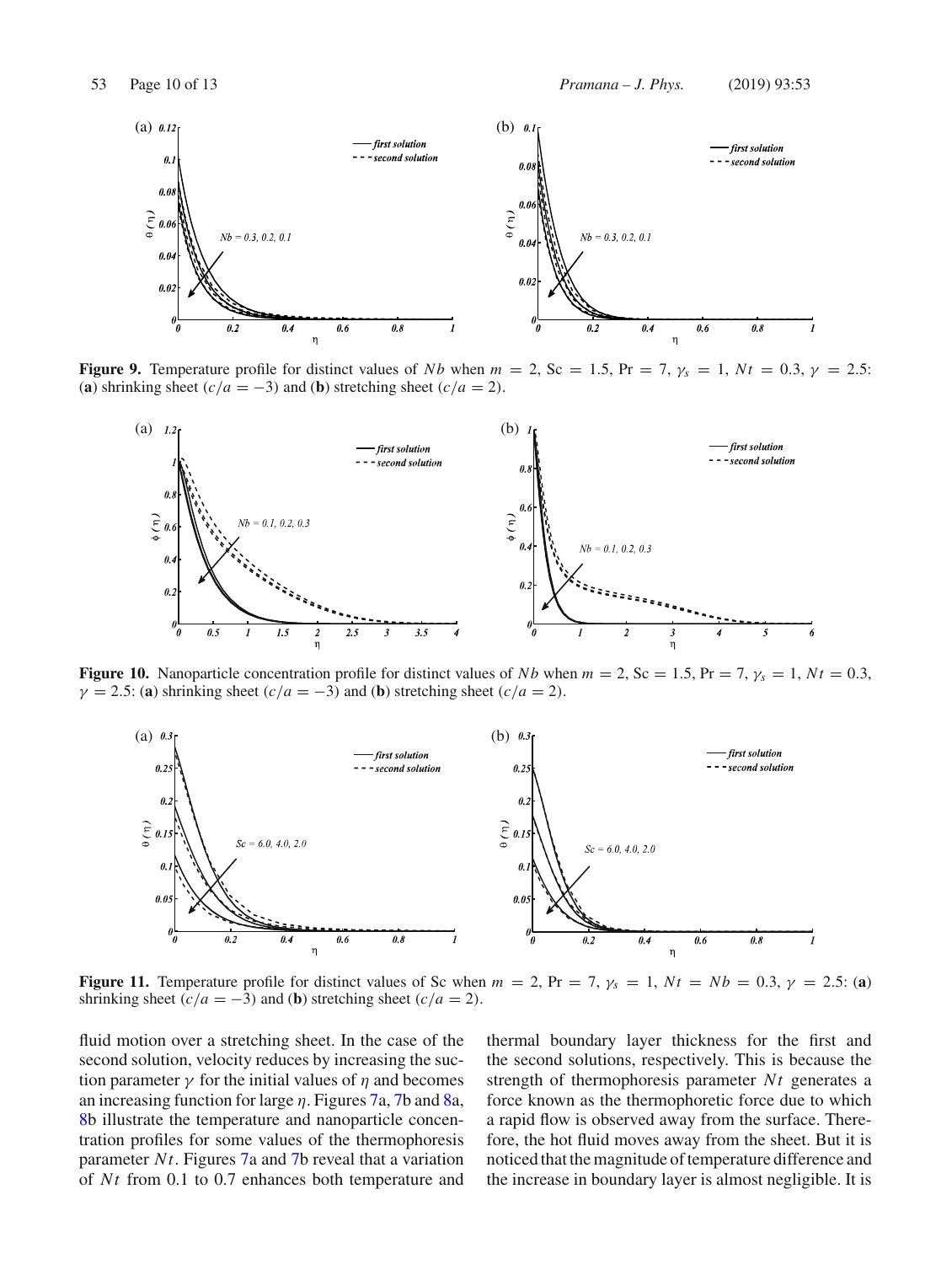**Figure 9.** Temperature profile for distinct values of $Nb$ when $m = 2$, $\mathrm{Sc} = 1.5$, $\mathrm{Pr} = 7$, $\gamma_s = 1$, $Nt = 0.3$, $\gamma = 2.5$: (**a**) shrinking sheet ($c/a = -3$) and (**b**) stretching sheet ($c/a = 2$).

**Figure 10.** Nanoparticle concentration profile for distinct values of $Nb$ when $m = 2$, $\mathrm{Sc} = 1.5$, $\mathrm{Pr} = 7$, $\gamma_s = 1$, $Nt = 0.3$, $\gamma = 2.5$: (**a**) shrinking sheet ($c/a = -3$) and (**b**) stretching sheet ($c/a = 2$).

**Figure 11.** Temperature profile for distinct values of Sc when $m = 2$, $\mathrm{Pr} = 7$, $\gamma_s = 1$, $Nt = Nb = 0.3$, $\gamma = 2.5$: (**a**) shrinking sheet ($c/a = -3$) and (**b**) stretching sheet ($c/a = 2$).

fluid motion over a stretching sheet. In the case of the second solution, velocity reduces by increasing the suction parameter $\gamma$ for the initial values of $\eta$ and becomes an increasing function for large $\eta$. Figures 7a, 7b and 8a, 8b illustrate the temperature and nanoparticle concentration profiles for some values of the thermophoresis parameter $Nt$. Figures 7a and 7b reveal that a variation of $Nt$ from 0.1 to 0.7 enhances both temperature and thermal boundary layer thickness for the first and the second solutions, respectively. This is because the strength of thermophoresis parameter $Nt$ generates a force known as the thermophoretic force due to which a rapid flow is observed away from the surface. Therefore, the hot fluid moves away from the sheet. But it is noticed that the magnitude of temperature difference and the increase in boundary layer is almost negligible. It is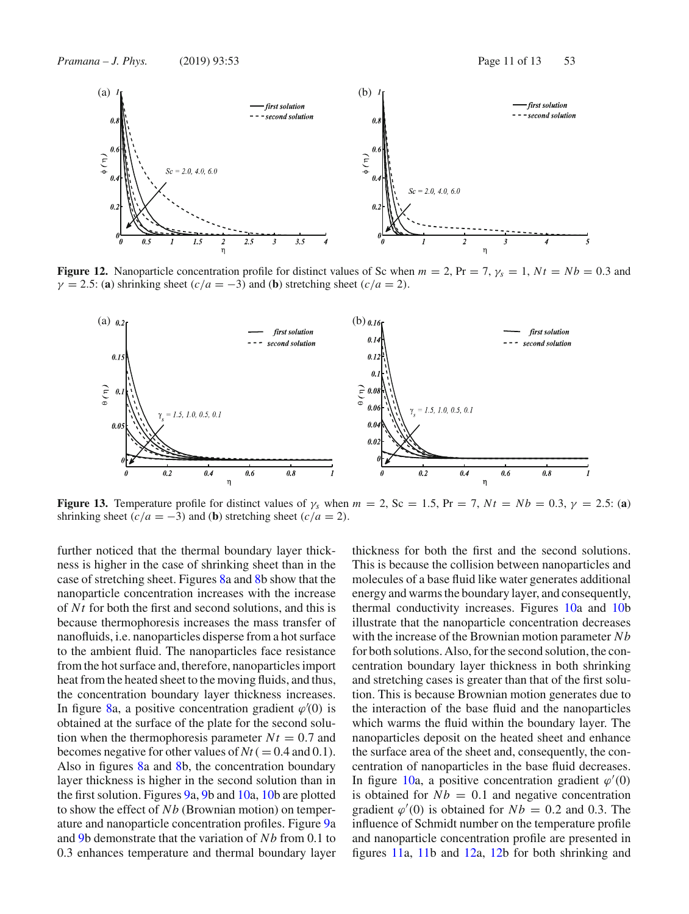**Figure 12.** Nanoparticle concentration profile for distinct values of Sc when $m = 2$, $\mathrm{Pr} = 7$, $\gamma_s = 1$, $Nt = Nb = 0.3$ and $\gamma = 2.5$: (**a**) shrinking sheet ($c/a = -3$) and (**b**) stretching sheet ($c/a = 2$).

**Figure 13.** Temperature profile for distinct values of $\gamma_s$ when $m = 2$, $\mathrm{Sc} = 1.5$, $\mathrm{Pr} = 7$, $Nt = Nb = 0.3$, $\gamma = 2.5$: (**a**) shrinking sheet ($c/a = -3$) and (**b**) stretching sheet ($c/a = 2$).

further noticed that the thermal boundary layer thickness is higher in the case of shrinking sheet than in the case of stretching sheet. Figures 8a and 8b show that the nanoparticle concentration increases with the increase of $Nt$ for both the first and second solutions, and this is because thermophoresis increases the mass transfer of nanofluids, i.e. nanoparticles disperse from a hot surface to the ambient fluid. The nanoparticles face resistance from the hot surface and, therefore, nanoparticles import heat from the heated sheet to the moving fluids, and thus, the concentration boundary layer thickness increases. In figure 8a, a positive concentration gradient $\varphi'(0)$ is obtained at the surface of the plate for the second solution when the thermophoresis parameter $Nt = 0.7$ and becomes negative for other values of $Nt$ ($= 0.4$ and $0.1$). Also in figures 8a and 8b, the concentration boundary layer thickness is higher in the second solution than in the first solution. Figures 9a, 9b and 10a, 10b are plotted to show the effect of $Nb$ (Brownian motion) on temperature and nanoparticle concentration profiles. Figure 9a and 9b demonstrate that the variation of $Nb$ from 0.1 to 0.3 enhances temperature and thermal boundary layer thickness for both the first and the second solutions. This is because the collision between nanoparticles and molecules of a base fluid like water generates additional energy and warms the boundary layer, and consequently, thermal conductivity increases. Figures 10a and 10b illustrate that the nanoparticle concentration decreases with the increase of the Brownian motion parameter $Nb$ for both solutions. Also, for the second solution, the concentration boundary layer thickness in both shrinking and stretching cases is greater than that of the first solution. This is because Brownian motion generates due to the interaction of the base fluid and the nanoparticles which warms the fluid within the boundary layer. The nanoparticles deposit on the heated sheet and enhance the surface area of the sheet and, consequently, the concentration of nanoparticles in the base fluid decreases. In figure 10a, a positive concentration gradient $\varphi'(0)$ is obtained for $Nb = 0.1$ and negative concentration gradient $\varphi'(0)$ is obtained for $Nb = 0.2$ and $0.3$. The influence of Schmidt number on the temperature profile and nanoparticle concentration profile are presented in figures 11a, 11b and 12a, 12b for both shrinking and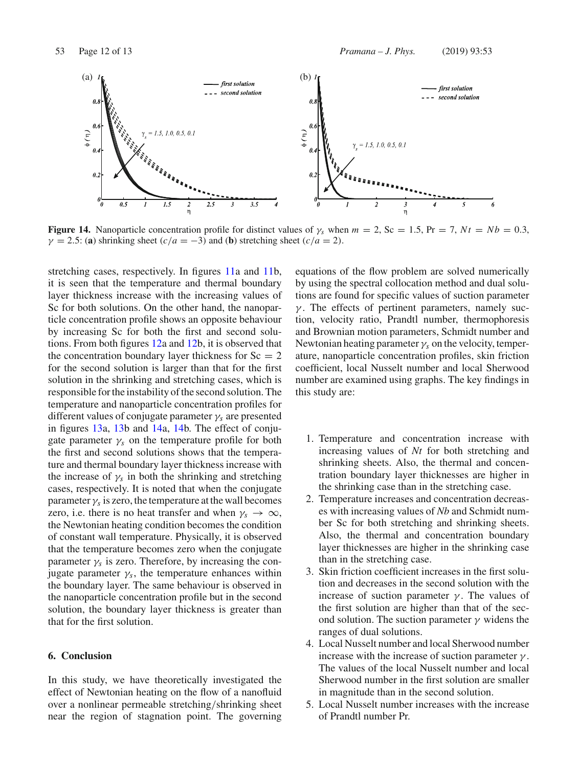**Figure 14.** Nanoparticle concentration profile for distinct values of $\gamma_s$ when $m = 2$, $\mathrm{Sc} = 1.5$, $\mathrm{Pr} = 7$, $Nt = Nb = 0.3$, $\gamma = 2.5$: (**a**) shrinking sheet ($c/a = -3$) and (**b**) stretching sheet ($c/a = 2$).

stretching cases, respectively. In figures 11a and 11b, it is seen that the temperature and thermal boundary layer thickness increase with the increasing values of Sc for both solutions. On the other hand, the nanoparticle concentration profile shows an opposite behaviour by increasing Sc for both the first and second solutions. From both figures 12a and 12b, it is observed that the concentration boundary layer thickness for $\mathrm{Sc} = 2$ for the second solution is larger than that for the first solution in the shrinking and stretching cases, which is responsible for the instability of the second solution. The temperature and nanoparticle concentration profiles for different values of conjugate parameter $\gamma_s$ are presented in figures 13a, 13b and 14a, 14b. The effect of conjugate parameter $\gamma_s$ on the temperature profile for both the first and second solutions shows that the temperature and thermal boundary layer thickness increase with the increase of $\gamma_s$ in both the shrinking and stretching cases, respectively. It is noted that when the conjugate parameter $\gamma_s$ is zero, the temperature at the wall becomes zero, i.e. there is no heat transfer and when $\gamma_s \to \infty$, the Newtonian heating condition becomes the condition of constant wall temperature. Physically, it is observed that the temperature becomes zero when the conjugate parameter $\gamma_s$ is zero. Therefore, by increasing the conjugate parameter $\gamma_s$, the temperature enhances within the boundary layer. The same behaviour is observed in the nanoparticle concentration profile but in the second solution, the boundary layer thickness is greater than that for the first solution.

## 6. Conclusion

In this study, we have theoretically investigated the effect of Newtonian heating on the flow of a nanofluid over a nonlinear permeable stretching/shrinking sheet near the region of stagnation point. The governing equations of the flow problem are solved numerically by using the spectral collocation method and dual solutions are found for specific values of suction parameter $\gamma$. The effects of pertinent parameters, namely suction, velocity ratio, Prandtl number, thermophoresis and Brownian motion parameters, Schmidt number and Newtonian heating parameter $\gamma_s$ on the velocity, temperature, nanoparticle concentration profiles, skin friction coefficient, local Nusselt number and local Sherwood number are examined using graphs. The key findings in this study are:

1. Temperature and concentration increase with increasing values of *Nt* for both stretching and shrinking sheets. Also, the thermal and concentration boundary layer thicknesses are higher in the shrinking case than in the stretching case.
2. Temperature increases and concentration decreases with increasing values of *Nb* and Schmidt number Sc for both stretching and shrinking sheets. Also, the thermal and concentration boundary layer thicknesses are higher in the shrinking case than in the stretching case.
3. Skin friction coefficient increases in the first solution and decreases in the second solution with the increase of suction parameter $\gamma$. The values of the first solution are higher than that of the second solution. The suction parameter $\gamma$ widens the ranges of dual solutions.
4. Local Nusselt number and local Sherwood number increase with the increase of suction parameter $\gamma$. The values of the local Nusselt number and local Sherwood number in the first solution are smaller in magnitude than in the second solution.
5. Local Nusselt number increases with the increase of Prandtl number Pr.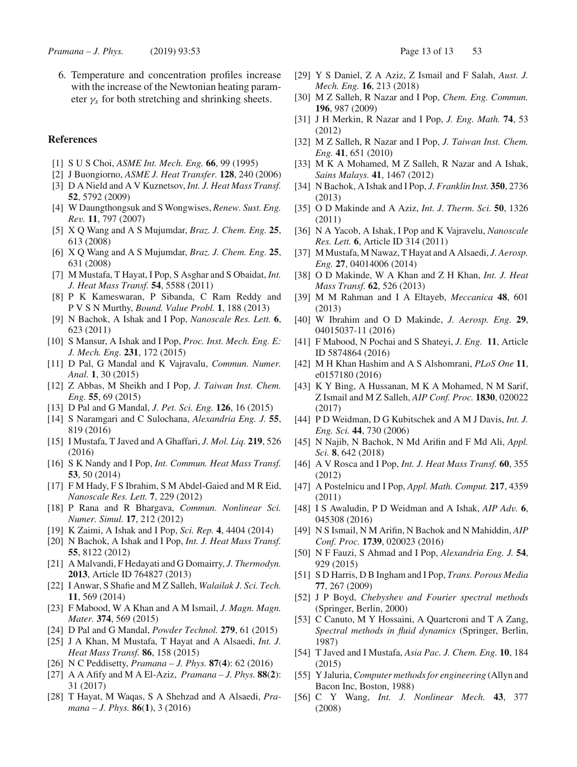6. Temperature and concentration profiles increase with the increase of the Newtonian heating parameter $\gamma_s$ for both stretching and shrinking sheets.

## References

[1] S U S Choi, *ASME Int. Mech. Eng.* **66**, 99 (1995)

[2] J Buongiorno, *ASME J. Heat Transfer.* **128**, 240 (2006)

[3] D A Nield and A V Kuznetsov, *Int. J. Heat Mass Transf.* **52**, 5792 (2009)

[4] W Daungthongsuk and S Wongwises, *Renew. Sust. Eng. Rev.* **11**, 797 (2007)

[5] X Q Wang and A S Mujumdar, *Braz. J. Chem. Eng.* **25**, 613 (2008)

[6] X Q Wang and A S Mujumdar, *Braz. J. Chem. Eng.* **25**, 631 (2008)

[7] M Mustafa, T Hayat, I Pop, S Asghar and S Obaidat, *Int. J. Heat Mass Transf.* **54**, 5588 (2011)

[8] P K Kameswaran, P Sibanda, C Ram Reddy and P V S N Murthy, *Bound. Value Probl.* **1**, 188 (2013)

[9] N Bachok, A Ishak and I Pop, *Nanoscale Res. Lett.* **6**, 623 (2011)

[10] S Mansur, A Ishak and I Pop, *Proc. Inst. Mech. Eng. E: J. Mech. Eng.* **231**, 172 (2015)

[11] D Pal, G Mandal and K Vajravalu, *Commun. Numer. Anal.* **1**, 30 (2015)

[12] Z Abbas, M Sheikh and I Pop, *J. Taiwan Inst. Chem. Eng.* **55**, 69 (2015)

[13] D Pal and G Mandal, *J. Pet. Sci. Eng.* **126**, 16 (2015)

[14] S Naramgari and C Sulochana, *Alexandria Eng. J.* **55**, 819 (2016)

[15] I Mustafa, T Javed and A Ghaffari, *J. Mol. Liq.* **219**, 526 (2016)

[16] S K Nandy and I Pop, *Int. Commun. Heat Mass Transf.* **53**, 50 (2014)

[17] F M Hady, F S Ibrahim, S M Abdel-Gaied and M R Eid, *Nanoscale Res. Lett.* **7**, 229 (2012)

[18] P Rana and R Bhargava, *Commun. Nonlinear Sci. Numer. Simul.* **17**, 212 (2012)

[19] K Zaimi, A Ishak and I Pop, *Sci. Rep.* **4**, 4404 (2014)

[20] N Bachok, A Ishak and I Pop, *Int. J. Heat Mass Transf.* **55**, 8122 (2012)

[21] A Malvandi, F Hedayati and G Domairry, *J. Thermodyn.* **2013**, Article ID 764827 (2013)

[22] I Anwar, S Shafie and M Z Salleh, *Walailak J. Sci. Tech.* **11**, 569 (2014)

[23] F Mabood, W A Khan and A M Ismail, *J. Magn. Magn. Mater.* **374**, 569 (2015)

[24] D Pal and G Mandal, *Powder Technol.* **279**, 61 (2015)

[25] J A Khan, M Mustafa, T Hayat and A Alsaedi, *Int. J. Heat Mass Transf.* **86**, 158 (2015)

[26] N C Peddisetty, *Pramana – J. Phys.* **87**(**4**): 62 (2016)

[27] A A Afify and M A El-Aziz, *Pramana – J. Phys.* **88**(**2**): 31 (2017)

[28] T Hayat, M Waqas, S A Shehzad and A Alsaedi, *Pramana – J. Phys.* **86**(**1**), 3 (2016)

[29] Y S Daniel, Z A Aziz, Z Ismail and F Salah, *Aust. J. Mech. Eng.* **16**, 213 (2018)

[30] M Z Salleh, R Nazar and I Pop, *Chem. Eng. Commun.* **196**, 987 (2009)

[31] J H Merkin, R Nazar and I Pop, *J. Eng. Math.* **74**, 53 (2012)

[32] M Z Salleh, R Nazar and I Pop, *J. Taiwan Inst. Chem. Eng.* **41**, 651 (2010)

[33] M K A Mohamed, M Z Salleh, R Nazar and A Ishak, *Sains Malays.* **41**, 1467 (2012)

[34] N Bachok, A Ishak and I Pop, *J. Franklin Inst.* **350**, 2736 (2013)

[35] O D Makinde and A Aziz, *Int. J. Therm. Sci.* **50**, 1326 (2011)

[36] N A Yacob, A Ishak, I Pop and K Vajravelu, *Nanoscale Res. Lett.* **6**, Article ID 314 (2011)

[37] M Mustafa, M Nawaz, T Hayat and A Alsaedi, *J. Aerosp. Eng.* **27**, 04014006 (2014)

[38] O D Makinde, W A Khan and Z H Khan, *Int. J. Heat Mass Transf.* **62**, 526 (2013)

[39] M M Rahman and I A Eltayeb, *Meccanica* **48**, 601 (2013)

[40] W Ibrahim and O D Makinde, *J. Aerosp. Eng.* **29**, 04015037-11 (2016)

[41] F Mabood, N Pochai and S Shateyi, *J. Eng.* **11**, Article ID 5874864 (2016)

[42] M H Khan Hashim and A S Alshomrani, *PLoS One* **11**, e0157180 (2016)

[43] K Y Bing, A Hussanan, M K A Mohamed, N M Sarif, Z Ismail and M Z Salleh, *AIP Conf. Proc.* **1830**, 020022 (2017)

[44] P D Weidman, D G Kubitschek and A M J Davis, *Int. J. Eng. Sci.* **44**, 730 (2006)

[45] N Najib, N Bachok, N Md Arifin and F Md Ali, *Appl. Sci.* **8**, 642 (2018)

[46] A V Rosca and I Pop, *Int. J. Heat Mass Transf.* **60**, 355 (2012)

[47] A Postelnicu and I Pop, *Appl. Math. Comput.* **217**, 4359 (2011)

[48] I S Awaludin, P D Weidman and A Ishak, *AIP Adv.* **6**, 045308 (2016)

[49] N S Ismail, N M Arifin, N Bachok and N Mahiddin, *AIP Conf. Proc.* **1739**, 020023 (2016)

[50] N F Fauzi, S Ahmad and I Pop, *Alexandria Eng. J.* **54**, 929 (2015)

[51] S D Harris, D B Ingham and I Pop, *Trans. Porous Media* **77**, 267 (2009)

[52] J P Boyd, *Chebyshev and Fourier spectral methods* (Springer, Berlin, 2000)

[53] C Canuto, M Y Hossaini, A Quartcroni and T A Zang, *Spectral methods in fluid dynamics* (Springer, Berlin, 1987)

[54] T Javed and I Mustafa, *Asia Pac. J. Chem. Eng.* **10**, 184 (2015)

[55] Y Jaluria, *Computer methods for engineering* (Allyn and Bacon Inc, Boston, 1988)

[56] C Y Wang, *Int. J. Nonlinear Mech.* **43**, 377 (2008)